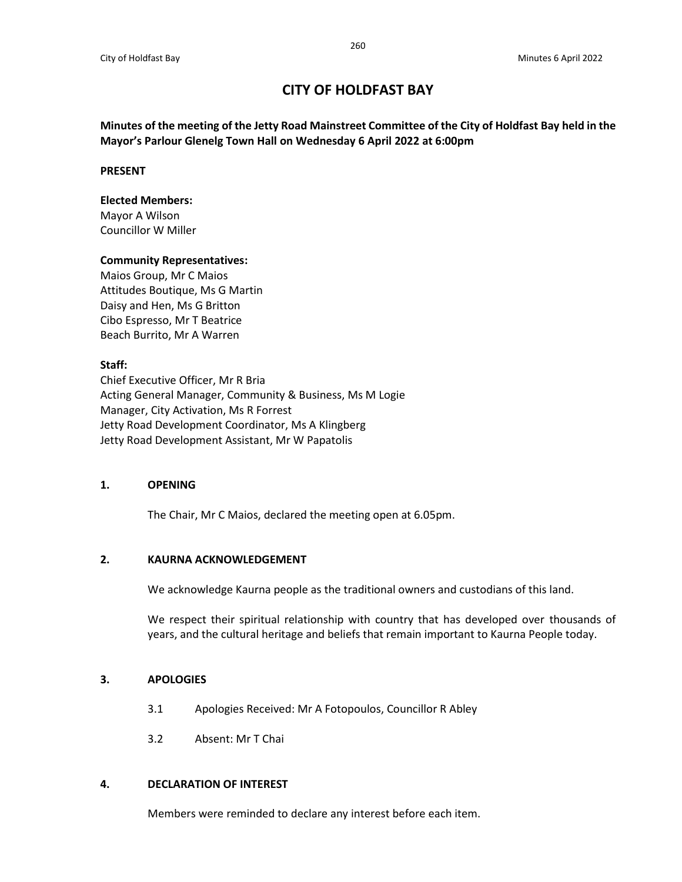# CITY OF HOLDFAST BAY

**Minutes of the meeting of the Jetty Road Mainstreet Committee of the City of Holdfast Bay held in the Mayor's Parlour Glenelg Town Hall on Wednesday 6 April 2022 at 6:00pm**

**PRESENT**

**Elected Members:**
Mayor A Wilson
Councillor W Miller

**Community Representatives:**
Maios Group, Mr C Maios
Attitudes Boutique, Ms G Martin
Daisy and Hen, Ms G Britton
Cibo Espresso, Mr T Beatrice
Beach Burrito, Mr A Warren

**Staff:**
Chief Executive Officer, Mr R Bria
Acting General Manager, Community & Business, Ms M Logie
Manager, City Activation, Ms R Forrest
Jetty Road Development Coordinator, Ms A Klingberg
Jetty Road Development Assistant, Mr W Papatolis

## 1. OPENING

The Chair, Mr C Maios, declared the meeting open at 6.05pm.

## 2. KAURNA ACKNOWLEDGEMENT

We acknowledge Kaurna people as the traditional owners and custodians of this land.

We respect their spiritual relationship with country that has developed over thousands of years, and the cultural heritage and beliefs that remain important to Kaurna People today.

## 3. APOLOGIES

3.1 Apologies Received: Mr A Fotopoulos, Councillor R Abley

3.2 Absent: Mr T Chai

## 4. DECLARATION OF INTEREST

Members were reminded to declare any interest before each item.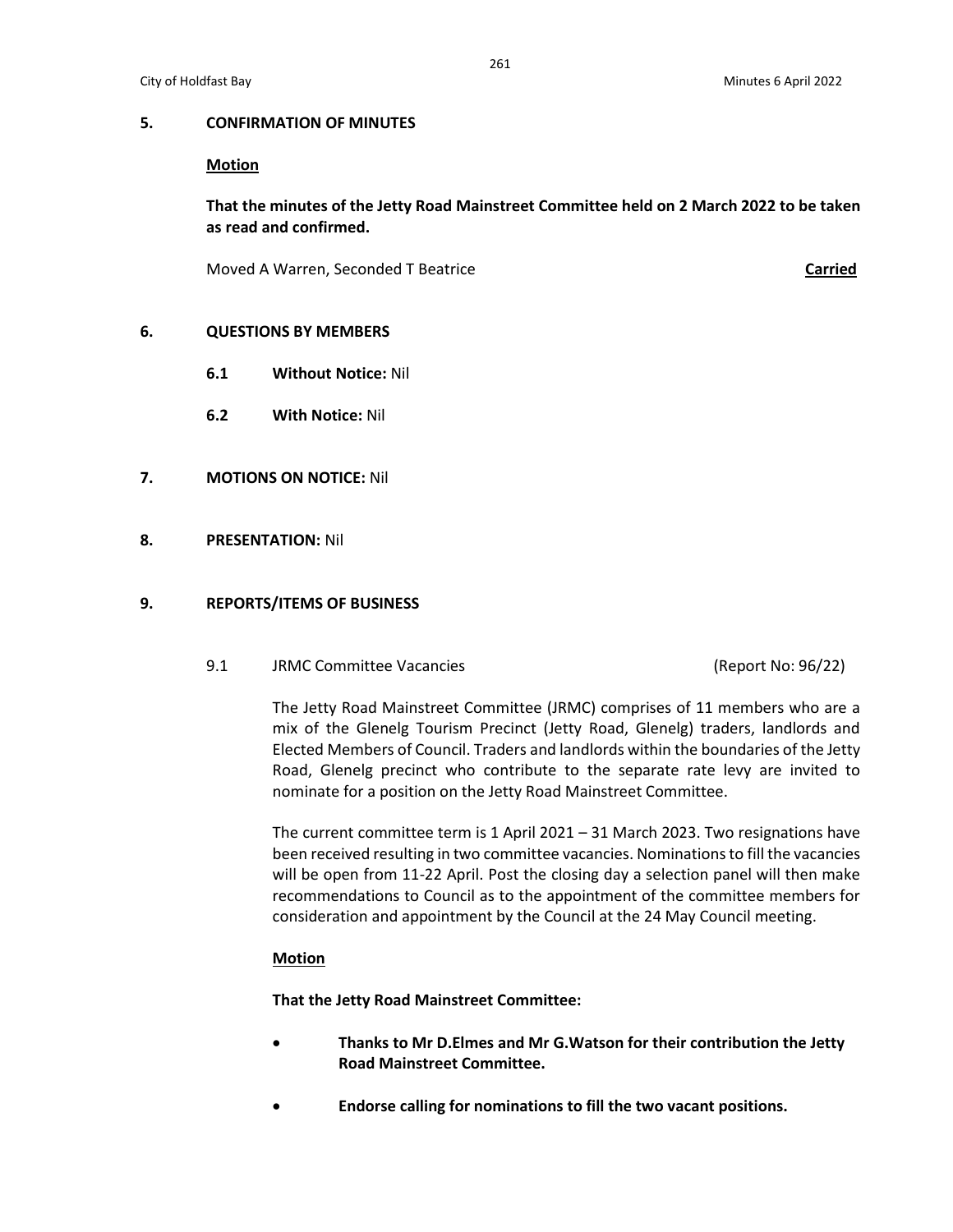## 5. CONFIRMATION OF MINUTES

**Motion**

**That the minutes of the Jetty Road Mainstreet Committee held on 2 March 2022 to be taken as read and confirmed.**

Moved A Warren, Seconded T Beatrice **Carried**

## 6. QUESTIONS BY MEMBERS

**6.1 Without Notice:** Nil

**6.2 With Notice:** Nil

## 7. MOTIONS ON NOTICE: Nil

## 8. PRESENTATION: Nil

## 9. REPORTS/ITEMS OF BUSINESS

9.1 JRMC Committee Vacancies (Report No: 96/22)

The Jetty Road Mainstreet Committee (JRMC) comprises of 11 members who are a mix of the Glenelg Tourism Precinct (Jetty Road, Glenelg) traders, landlords and Elected Members of Council. Traders and landlords within the boundaries of the Jetty Road, Glenelg precinct who contribute to the separate rate levy are invited to nominate for a position on the Jetty Road Mainstreet Committee.

The current committee term is 1 April 2021 – 31 March 2023. Two resignations have been received resulting in two committee vacancies. Nominations to fill the vacancies will be open from 11-22 April. Post the closing day a selection panel will then make recommendations to Council as to the appointment of the committee members for consideration and appointment by the Council at the 24 May Council meeting.

**Motion**

**That the Jetty Road Mainstreet Committee:**

- **Thanks to Mr D.Elmes and Mr G.Watson for their contribution the Jetty Road Mainstreet Committee.**
- **Endorse calling for nominations to fill the two vacant positions.**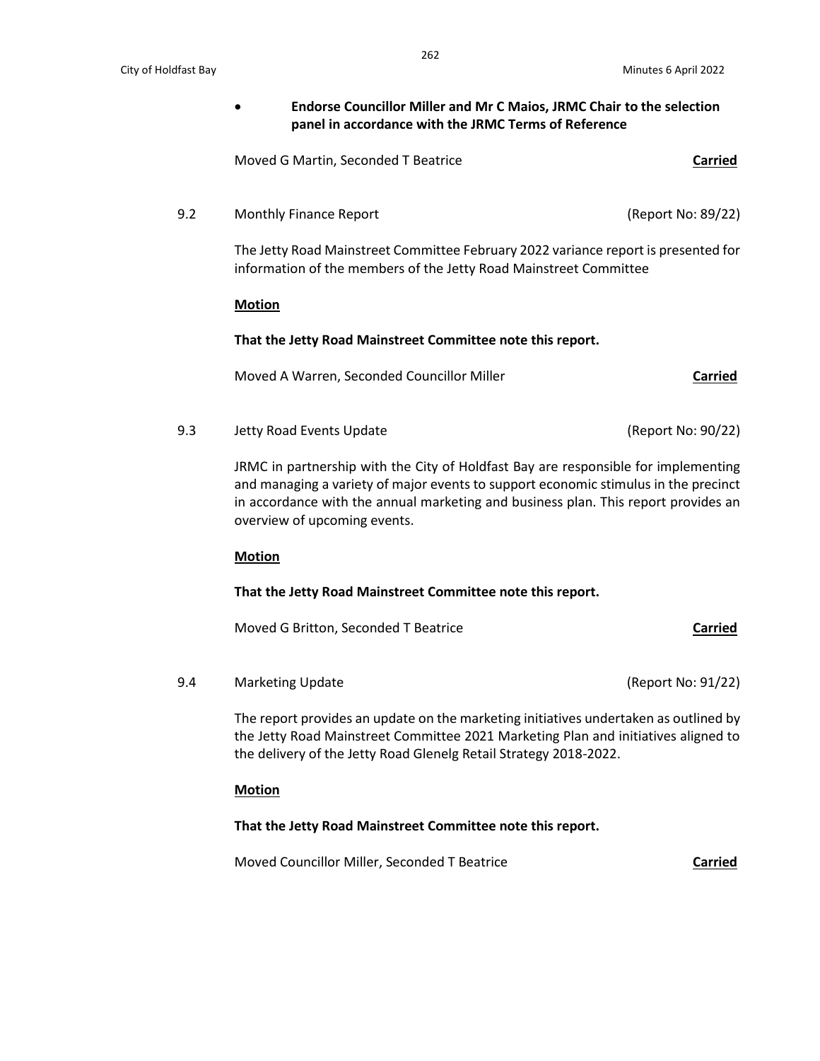- **Endorse Councillor Miller and Mr C Maios, JRMC Chair to the selection panel in accordance with the JRMC Terms of Reference**

Moved G Martin, Seconded T Beatrice **Carried**

9.2 Monthly Finance Report (Report No: 89/22)

The Jetty Road Mainstreet Committee February 2022 variance report is presented for information of the members of the Jetty Road Mainstreet Committee

**Motion**

**That the Jetty Road Mainstreet Committee note this report.**

Moved A Warren, Seconded Councillor Miller **Carried**

9.3 Jetty Road Events Update (Report No: 90/22)

JRMC in partnership with the City of Holdfast Bay are responsible for implementing and managing a variety of major events to support economic stimulus in the precinct in accordance with the annual marketing and business plan. This report provides an overview of upcoming events.

**Motion**

**That the Jetty Road Mainstreet Committee note this report.**

Moved G Britton, Seconded T Beatrice **Carried**

9.4 Marketing Update (Report No: 91/22)

The report provides an update on the marketing initiatives undertaken as outlined by the Jetty Road Mainstreet Committee 2021 Marketing Plan and initiatives aligned to the delivery of the Jetty Road Glenelg Retail Strategy 2018-2022.

**Motion**

**That the Jetty Road Mainstreet Committee note this report.**

Moved Councillor Miller, Seconded T Beatrice **Carried**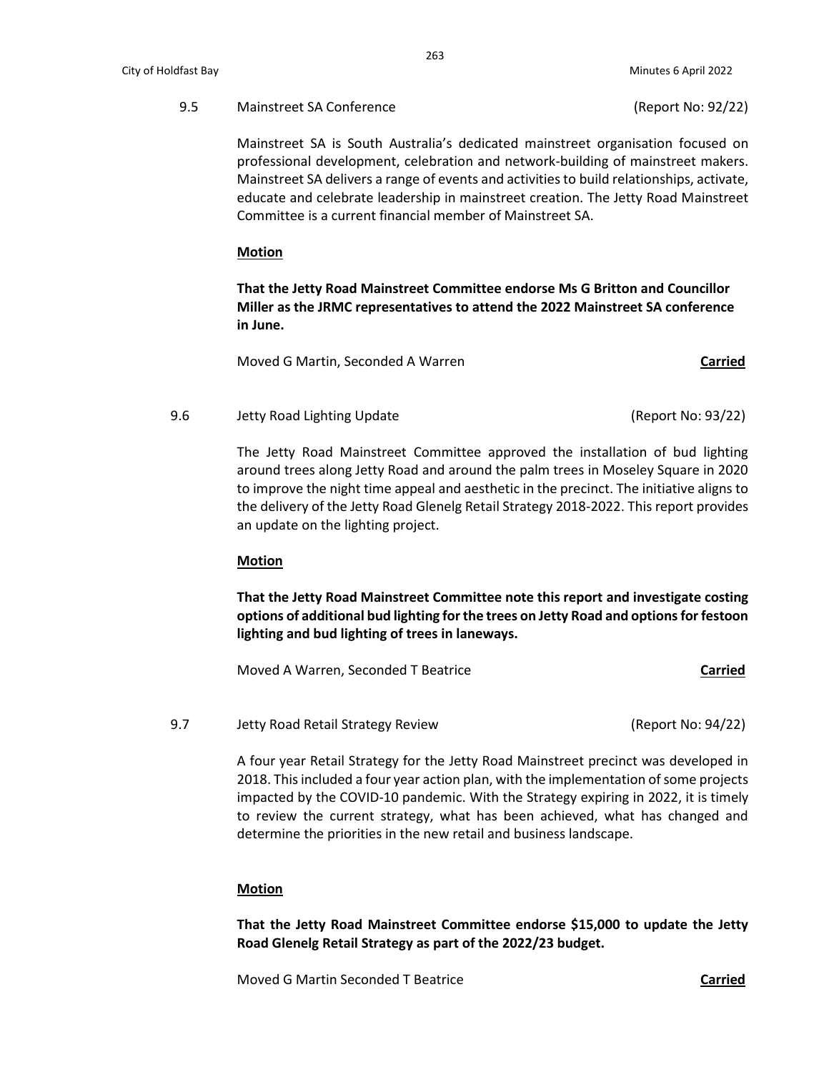9.5 Mainstreet SA Conference (Report No: 92/22)

Mainstreet SA is South Australia's dedicated mainstreet organisation focused on professional development, celebration and network-building of mainstreet makers. Mainstreet SA delivers a range of events and activities to build relationships, activate, educate and celebrate leadership in mainstreet creation. The Jetty Road Mainstreet Committee is a current financial member of Mainstreet SA.

**Motion**

**That the Jetty Road Mainstreet Committee endorse Ms G Britton and Councillor Miller as the JRMC representatives to attend the 2022 Mainstreet SA conference in June.**

Moved G Martin, Seconded A Warren **Carried**

9.6 Jetty Road Lighting Update (Report No: 93/22)

The Jetty Road Mainstreet Committee approved the installation of bud lighting around trees along Jetty Road and around the palm trees in Moseley Square in 2020 to improve the night time appeal and aesthetic in the precinct. The initiative aligns to the delivery of the Jetty Road Glenelg Retail Strategy 2018-2022. This report provides an update on the lighting project.

**Motion**

**That the Jetty Road Mainstreet Committee note this report and investigate costing options of additional bud lighting for the trees on Jetty Road and options for festoon lighting and bud lighting of trees in laneways.**

Moved A Warren, Seconded T Beatrice **Carried**

9.7 Jetty Road Retail Strategy Review (Report No: 94/22)

A four year Retail Strategy for the Jetty Road Mainstreet precinct was developed in 2018. This included a four year action plan, with the implementation of some projects impacted by the COVID-10 pandemic. With the Strategy expiring in 2022, it is timely to review the current strategy, what has been achieved, what has changed and determine the priorities in the new retail and business landscape.

**Motion**

**That the Jetty Road Mainstreet Committee endorse $15,000 to update the Jetty Road Glenelg Retail Strategy as part of the 2022/23 budget.**

Moved G Martin Seconded T Beatrice **Carried**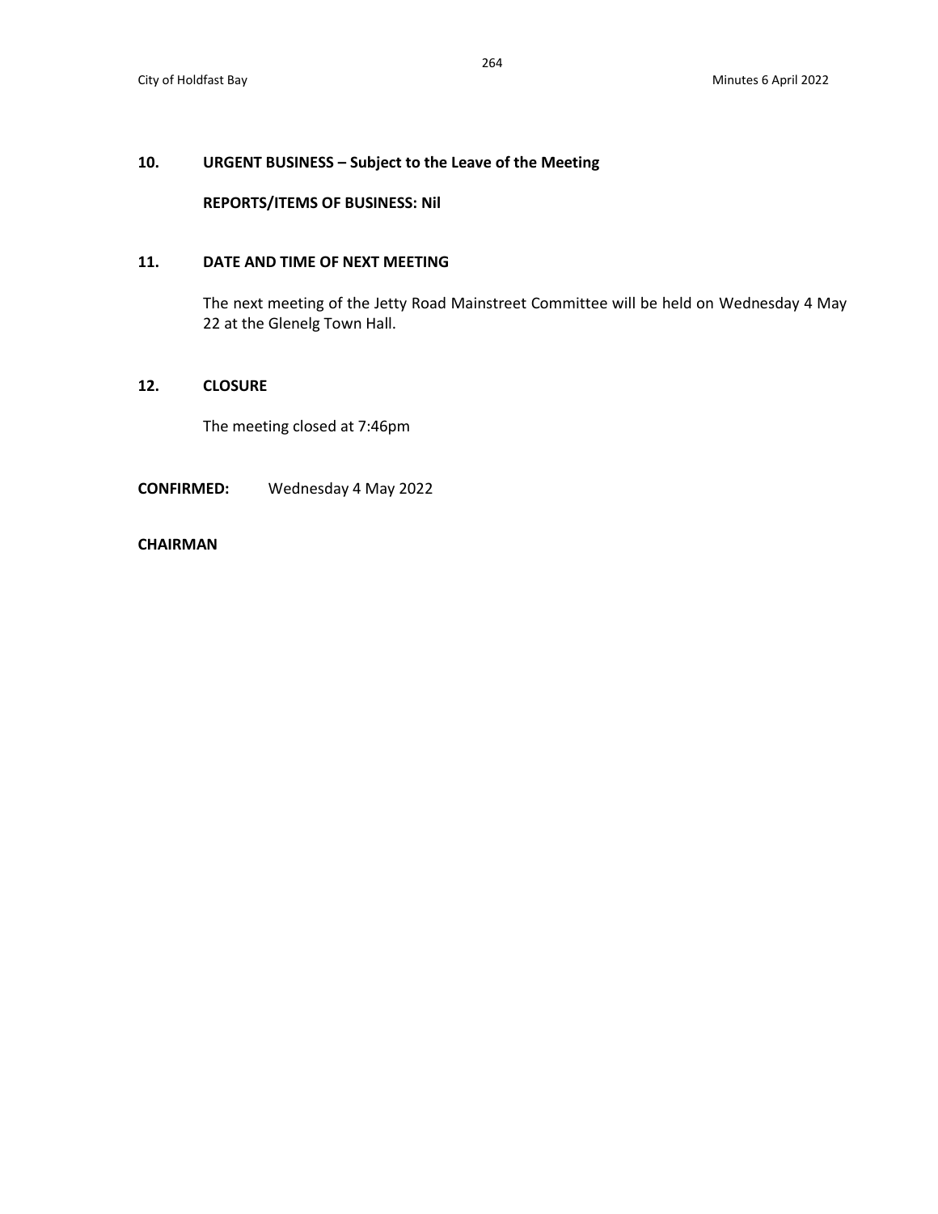## 10. URGENT BUSINESS – Subject to the Leave of the Meeting

**REPORTS/ITEMS OF BUSINESS: Nil**

## 11. DATE AND TIME OF NEXT MEETING

The next meeting of the Jetty Road Mainstreet Committee will be held on Wednesday 4 May 22 at the Glenelg Town Hall.

## 12. CLOSURE

The meeting closed at 7:46pm

**CONFIRMED:** Wednesday 4 May 2022

**CHAIRMAN**